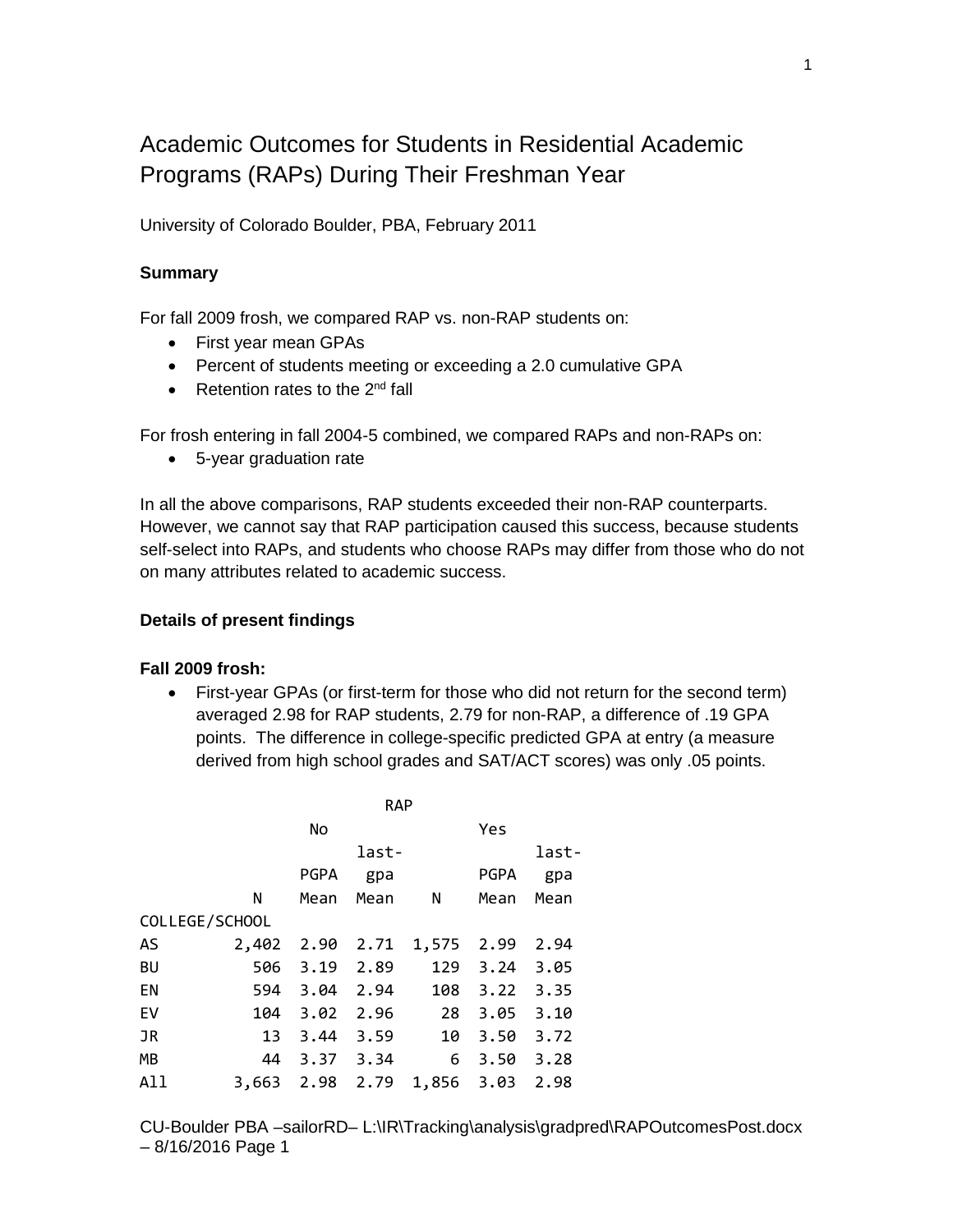# Academic Outcomes for Students in Residential Academic Programs (RAPs) During Their Freshman Year

University of Colorado Boulder, PBA, February 2011

**Summary**

For fall 2009 frosh, we compared RAP vs. non-RAP students on:

- First year mean GPAs
- Percent of students meeting or exceeding a 2.0 cumulative GPA
- Retention rates to the 2nd fall

For frosh entering in fall 2004-5 combined, we compared RAPs and non-RAPs on:

- 5-year graduation rate

In all the above comparisons, RAP students exceeded their non-RAP counterparts. However, we cannot say that RAP participation caused this success, because students self-select into RAPs, and students who choose RAPs may differ from those who do not on many attributes related to academic success.

**Details of present findings**

**Fall 2009 frosh:**

- First-year GPAs (or first-term for those who did not return for the second term) averaged 2.98 for RAP students, 2.79 for non-RAP, a difference of .19 GPA points. The difference in college-specific predicted GPA at entry (a measure derived from high school grades and SAT/ACT scores) was only .05 points.

| | RAP | | | | | |
|---|---|---|---|---|---|---|
| | No | | | Yes | | |
| | N | PGPA Mean | last-gpa Mean | N | PGPA Mean | last-gpa Mean |
| COLLEGE/SCHOOL | | | | | | |
| AS | 2,402 | 2.90 | 2.71 | 1,575 | 2.99 | 2.94 |
| BU | 506 | 3.19 | 2.89 | 129 | 3.24 | 3.05 |
| EN | 594 | 3.04 | 2.94 | 108 | 3.22 | 3.35 |
| EV | 104 | 3.02 | 2.96 | 28 | 3.05 | 3.10 |
| JR | 13 | 3.44 | 3.59 | 10 | 3.50 | 3.72 |
| MB | 44 | 3.37 | 3.34 | 6 | 3.50 | 3.28 |
| All | 3,663 | 2.98 | 2.79 | 1,856 | 3.03 | 2.98 |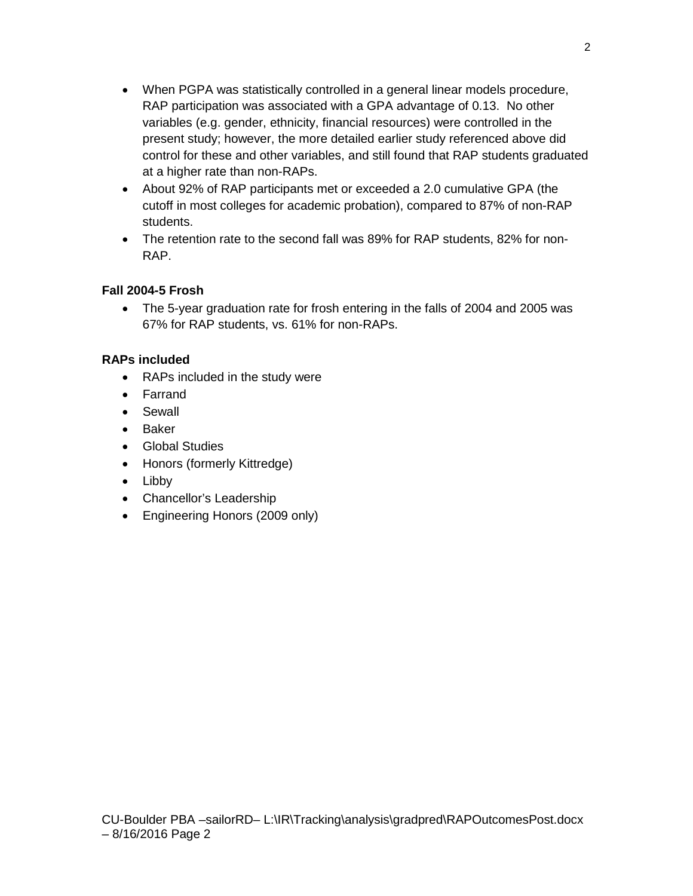- When PGPA was statistically controlled in a general linear models procedure, RAP participation was associated with a GPA advantage of 0.13. No other variables (e.g. gender, ethnicity, financial resources) were controlled in the present study; however, the more detailed earlier study referenced above did control for these and other variables, and still found that RAP students graduated at a higher rate than non-RAPs.
- About 92% of RAP participants met or exceeded a 2.0 cumulative GPA (the cutoff in most colleges for academic probation), compared to 87% of non-RAP students.
- The retention rate to the second fall was 89% for RAP students, 82% for non-RAP.

**Fall 2004-5 Frosh**

- The 5-year graduation rate for frosh entering in the falls of 2004 and 2005 was 67% for RAP students, vs. 61% for non-RAPs.

**RAPs included**

- RAPs included in the study were
- Farrand
- Sewall
- Baker
- Global Studies
- Honors (formerly Kittredge)
- Libby
- Chancellor's Leadership
- Engineering Honors (2009 only)